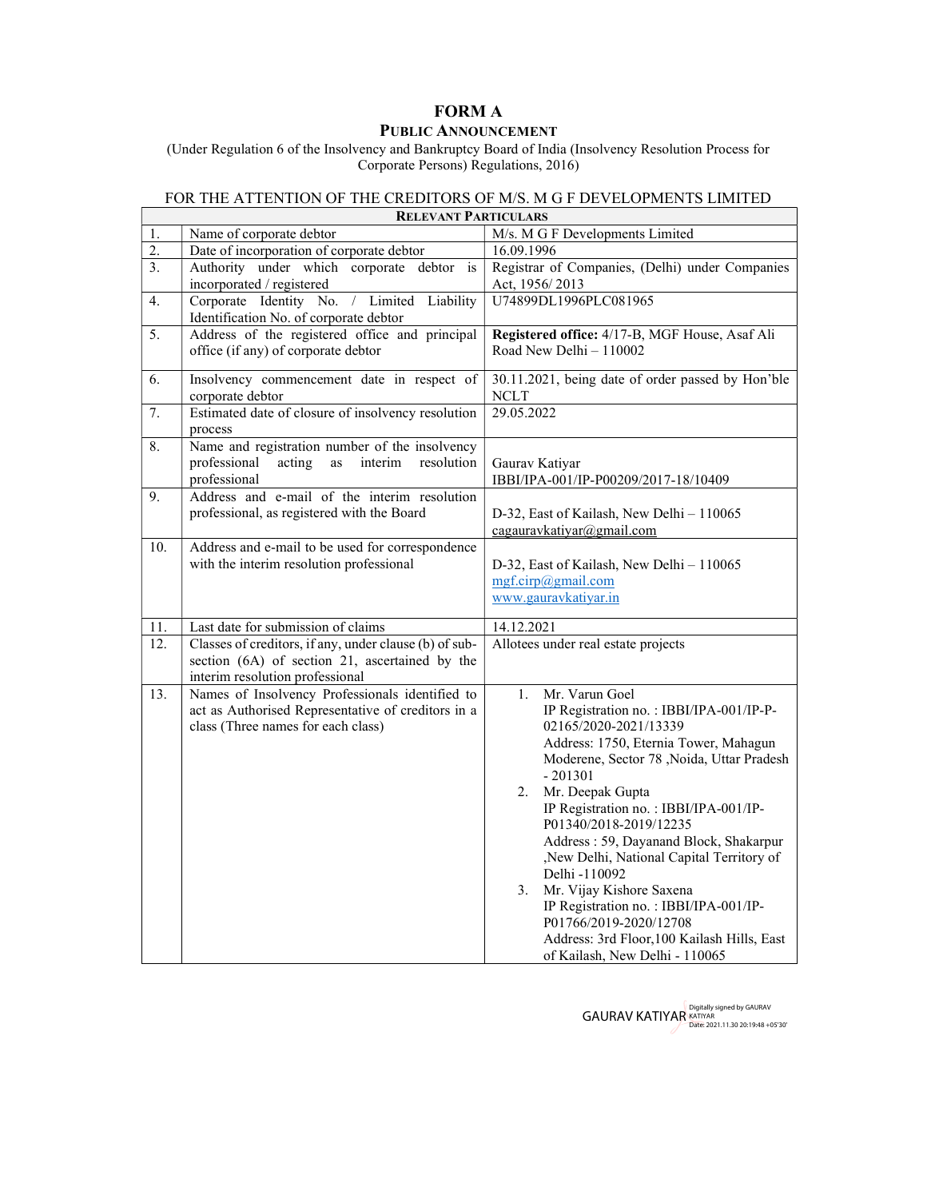# FORM A

## PUBLIC ANNOUNCEMENT

(Under Regulation 6 of the Insolvency and Bankruptcy Board of India (Insolvency Resolution Process for Corporate Persons) Regulations, 2016)

FOR THE ATTENTION OF THE CREDITORS OF M/S. M G F DEVELOPMENTS LIMITED

| RELEVANT PARTICULARS | | |
|---|---|---|
| 1. | Name of corporate debtor | M/s. M G F Developments Limited |
| 2. | Date of incorporation of corporate debtor | 16.09.1996 |
| 3. | Authority under which corporate debtor is incorporated / registered | Registrar of Companies, (Delhi) under Companies Act, 1956/ 2013 |
| 4. | Corporate Identity No. / Limited Liability Identification No. of corporate debtor | U74899DL1996PLC081965 |
| 5. | Address of the registered office and principal office (if any) of corporate debtor | **Registered office:** 4/17-B, MGF House, Asaf Ali Road New Delhi – 110002 |
| 6. | Insolvency commencement date in respect of corporate debtor | 30.11.2021, being date of order passed by Hon'ble NCLT |
| 7. | Estimated date of closure of insolvency resolution process | 29.05.2022 |
| 8. | Name and registration number of the insolvency professional acting as interim resolution professional | Gaurav Katiyar<br>IBBI/IPA-001/IP-P00209/2017-18/10409 |
| 9. | Address and e-mail of the interim resolution professional, as registered with the Board | D-32, East of Kailash, New Delhi – 110065<br>cagauravkatiyar@gmail.com |
| 10. | Address and e-mail to be used for correspondence with the interim resolution professional | D-32, East of Kailash, New Delhi – 110065<br>mgf.cirp@gmail.com<br>www.gauravkatiyar.in |
| 11. | Last date for submission of claims | 14.12.2021 |
| 12. | Classes of creditors, if any, under clause (b) of sub-section (6A) of section 21, ascertained by the interim resolution professional | Allotees under real estate projects |
| 13. | Names of Insolvency Professionals identified to act as Authorised Representative of creditors in a class (Three names for each class) | 1. Mr. Varun Goel<br>IP Registration no. : IBBI/IPA-001/IP-P-02165/2020-2021/13339<br>Address: 1750, Eternia Tower, Mahagun Moderene, Sector 78 ,Noida, Uttar Pradesh - 201301<br>2. Mr. Deepak Gupta<br>IP Registration no. : IBBI/IPA-001/IP-P01340/2018-2019/12235<br>Address : 59, Dayanand Block, Shakarpur ,New Delhi, National Capital Territory of Delhi -110092<br>3. Mr. Vijay Kishore Saxena<br>IP Registration no. : IBBI/IPA-001/IP-P01766/2019-2020/12708<br>Address: 3rd Floor,100 Kailash Hills, East of Kailash, New Delhi - 110065 |

GAURAV KATIYAR Digitally signed by GAURAV KATIYAR Date: 2021.11.30 20:19:48 +05'30'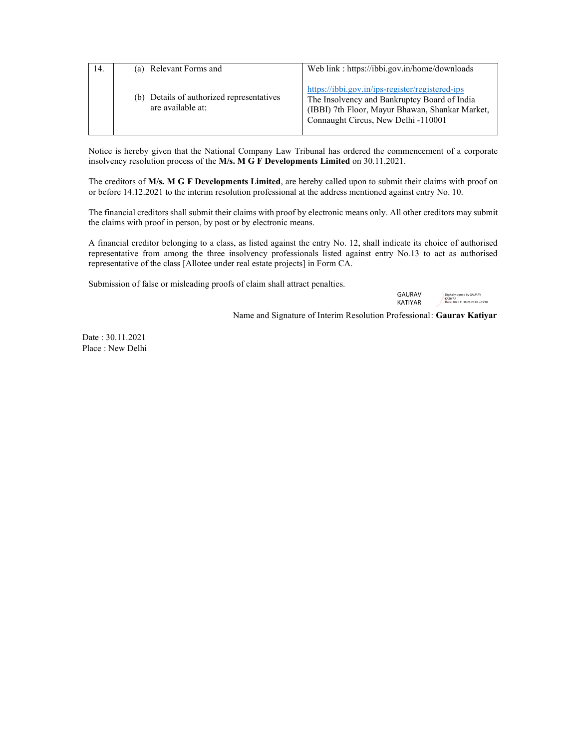| | | |
|---|---|---|
| 14. | (a) Relevant Forms and<br><br>(b) Details of authorized representatives are available at: | Web link : https://ibbi.gov.in/home/downloads<br><br>https://ibbi.gov.in/ips-register/registered-ips<br>The Insolvency and Bankruptcy Board of India (IBBI) 7th Floor, Mayur Bhawan, Shankar Market, Connaught Circus, New Delhi -110001 |

Notice is hereby given that the National Company Law Tribunal has ordered the commencement of a corporate insolvency resolution process of the **M/s. M G F Developments Limited** on 30.11.2021.

The creditors of **M/s. M G F Developments Limited**, are hereby called upon to submit their claims with proof on or before 14.12.2021 to the interim resolution professional at the address mentioned against entry No. 10.

The financial creditors shall submit their claims with proof by electronic means only. All other creditors may submit the claims with proof in person, by post or by electronic means.

A financial creditor belonging to a class, as listed against the entry No. 12, shall indicate its choice of authorised representative from among the three insolvency professionals listed against entry No.13 to act as authorised representative of the class [Allotee under real estate projects] in Form CA.

Submission of false or misleading proofs of claim shall attract penalties.

GAURAV KATIYAR
Digitally signed by GAURAV KATIYAR
Date: 2021.11.30 20:20:08 +05'30'

Name and Signature of Interim Resolution Professional: **Gaurav Katiyar**

Date : 30.11.2021
Place : New Delhi